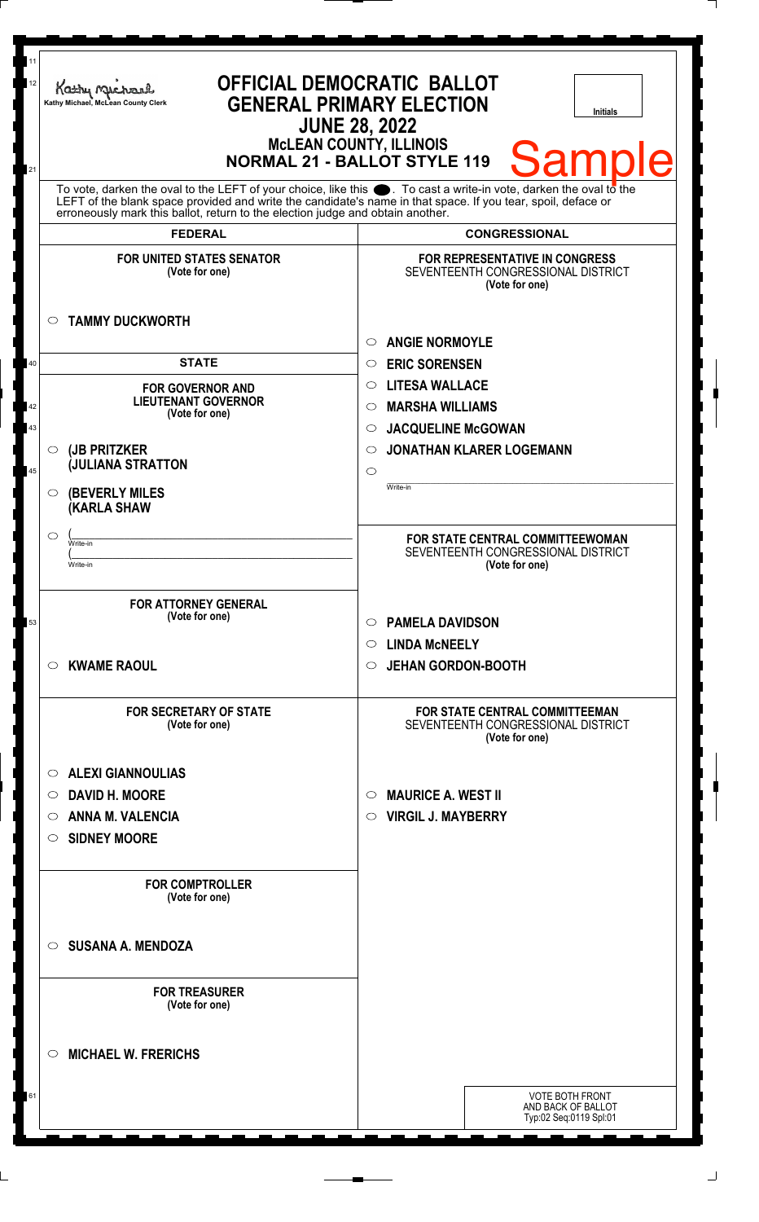Kathy Michael, McLean County Clerk

# OFFICIAL DEMOCRATIC BALLOT
## GENERAL PRIMARY ELECTION
## JUNE 28, 2022
### McLEAN COUNTY, ILLINOIS
### NORMAL 21 - BALLOT STYLE 119

Initials

Sample

To vote, darken the oval to the LEFT of your choice, like this ⬤. To cast a write-in vote, darken the oval to the LEFT of the blank space provided and write the candidate's name in that space. If you tear, spoil, deface or erroneously mark this ballot, return to the election judge and obtain another.

## FEDERAL

**FOR UNITED STATES SENATOR**
(Vote for one)

- ○ **TAMMY DUCKWORTH**

## STATE

**FOR GOVERNOR AND LIEUTENANT GOVERNOR**
(Vote for one)

- ○ **(JB PRITZKER (JULIANA STRATTON**
- ○ **(BEVERLY MILES (KARLA SHAW**
- ○ (\_\_\_\_\_\_\_\_\_\_ Write-in (\_\_\_\_\_\_\_\_\_\_ Write-in

**FOR ATTORNEY GENERAL**
(Vote for one)

- ○ **KWAME RAOUL**

**FOR SECRETARY OF STATE**
(Vote for one)

- ○ **ALEXI GIANNOULIAS**
- ○ **DAVID H. MOORE**
- ○ **ANNA M. VALENCIA**
- ○ **SIDNEY MOORE**

**FOR COMPTROLLER**
(Vote for one)

- ○ **SUSANA A. MENDOZA**

**FOR TREASURER**
(Vote for one)

- ○ **MICHAEL W. FRERICHS**

## CONGRESSIONAL

**FOR REPRESENTATIVE IN CONGRESS**
SEVENTEENTH CONGRESSIONAL DISTRICT
(Vote for one)

- ○ **ANGIE NORMOYLE**
- ○ **ERIC SORENSEN**
- ○ **LITESA WALLACE**
- ○ **MARSHA WILLIAMS**
- ○ **JACQUELINE McGOWAN**
- ○ **JONATHAN KLARER LOGEMANN**
- ○ \_\_\_\_\_\_\_\_\_\_ Write-in

**FOR STATE CENTRAL COMMITTEEWOMAN**
SEVENTEENTH CONGRESSIONAL DISTRICT
(Vote for one)

- ○ **PAMELA DAVIDSON**
- ○ **LINDA McNEELY**
- ○ **JEHAN GORDON-BOOTH**

**FOR STATE CENTRAL COMMITTEEMAN**
SEVENTEENTH CONGRESSIONAL DISTRICT
(Vote for one)

- ○ **MAURICE A. WEST II**
- ○ **VIRGIL J. MAYBERRY**

VOTE BOTH FRONT AND BACK OF BALLOT
Typ:02 Seq:0119 Spl:01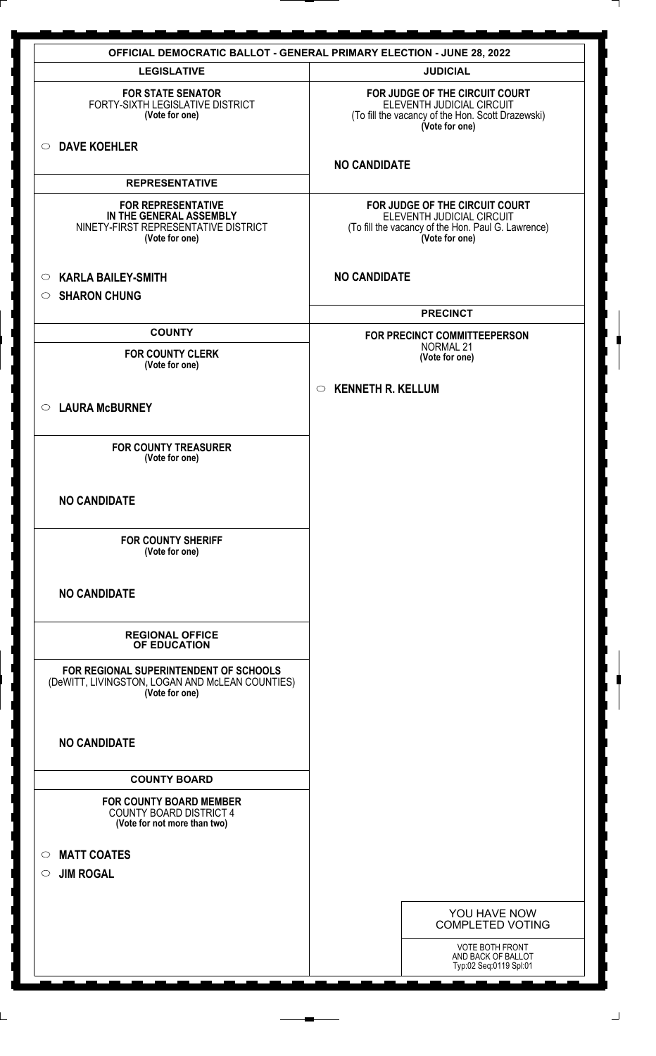# OFFICIAL DEMOCRATIC BALLOT - GENERAL PRIMARY ELECTION - JUNE 28, 2022

## LEGISLATIVE

**FOR STATE SENATOR**
FORTY-SIXTH LEGISLATIVE DISTRICT
**(Vote for one)**

○ **DAVE KOEHLER**

## REPRESENTATIVE

**FOR REPRESENTATIVE IN THE GENERAL ASSEMBLY**
NINETY-FIRST REPRESENTATIVE DISTRICT
**(Vote for one)**

○ **KARLA BAILEY-SMITH**
○ **SHARON CHUNG**

## COUNTY

**FOR COUNTY CLERK**
**(Vote for one)**

○ **LAURA McBURNEY**

**FOR COUNTY TREASURER**
**(Vote for one)**

**NO CANDIDATE**

**FOR COUNTY SHERIFF**
**(Vote for one)**

**NO CANDIDATE**

## REGIONAL OFFICE OF EDUCATION

**FOR REGIONAL SUPERINTENDENT OF SCHOOLS**
(DeWITT, LIVINGSTON, LOGAN AND McLEAN COUNTIES)
**(Vote for one)**

**NO CANDIDATE**

## COUNTY BOARD

**FOR COUNTY BOARD MEMBER**
COUNTY BOARD DISTRICT 4
**(Vote for not more than two)**

○ **MATT COATES**
○ **JIM ROGAL**

## JUDICIAL

**FOR JUDGE OF THE CIRCUIT COURT**
ELEVENTH JUDICIAL CIRCUIT
(To fill the vacancy of the Hon. Scott Drazewski)
**(Vote for one)**

**NO CANDIDATE**

**FOR JUDGE OF THE CIRCUIT COURT**
ELEVENTH JUDICIAL CIRCUIT
(To fill the vacancy of the Hon. Paul G. Lawrence)
**(Vote for one)**

**NO CANDIDATE**

## PRECINCT

**FOR PRECINCT COMMITTEEPERSON**
NORMAL 21
**(Vote for one)**

○ **KENNETH R. KELLUM**

YOU HAVE NOW COMPLETED VOTING

VOTE BOTH FRONT AND BACK OF BALLOT
Typ:02 Seq:0119 Spl:01